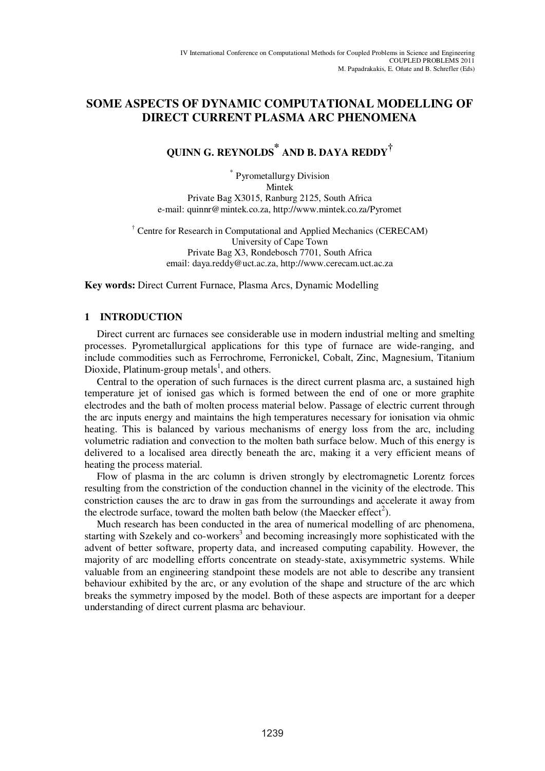# SOME ASPECTS OF DYNAMIC COMPUTATIONAL MODELLING OF DIRECT CURRENT PLASMA ARC PHENOMENA

**QUINN G. REYNOLDS[*] AND B. DAYA REDDY[†]**

[*] Pyrometallurgy Division
Mintek
Private Bag X3015, Ranburg 2125, South Africa
e-mail: quinnr@mintek.co.za, http://www.mintek.co.za/Pyromet

[†] Centre for Research in Computational and Applied Mechanics (CERECAM)
University of Cape Town
Private Bag X3, Rondebosch 7701, South Africa
email: daya.reddy@uct.ac.za, http://www.cerecam.uct.ac.za

**Key words:** Direct Current Furnace, Plasma Arcs, Dynamic Modelling

## 1 INTRODUCTION

Direct current arc furnaces see considerable use in modern industrial melting and smelting processes. Pyrometallurgical applications for this type of furnace are wide-ranging, and include commodities such as Ferrochrome, Ferronickel, Cobalt, Zinc, Magnesium, Titanium Dioxide, Platinum-group metals[1], and others.

Central to the operation of such furnaces is the direct current plasma arc, a sustained high temperature jet of ionised gas which is formed between the end of one or more graphite electrodes and the bath of molten process material below. Passage of electric current through the arc inputs energy and maintains the high temperatures necessary for ionisation via ohmic heating. This is balanced by various mechanisms of energy loss from the arc, including volumetric radiation and convection to the molten bath surface below. Much of this energy is delivered to a localised area directly beneath the arc, making it a very efficient means of heating the process material.

Flow of plasma in the arc column is driven strongly by electromagnetic Lorentz forces resulting from the constriction of the conduction channel in the vicinity of the electrode. This constriction causes the arc to draw in gas from the surroundings and accelerate it away from the electrode surface, toward the molten bath below (the Maecker effect[2]).

Much research has been conducted in the area of numerical modelling of arc phenomena, starting with Szekely and co-workers[3] and becoming increasingly more sophisticated with the advent of better software, property data, and increased computing capability. However, the majority of arc modelling efforts concentrate on steady-state, axisymmetric systems. While valuable from an engineering standpoint these models are not able to describe any transient behaviour exhibited by the arc, or any evolution of the shape and structure of the arc which breaks the symmetry imposed by the model. Both of these aspects are important for a deeper understanding of direct current plasma arc behaviour.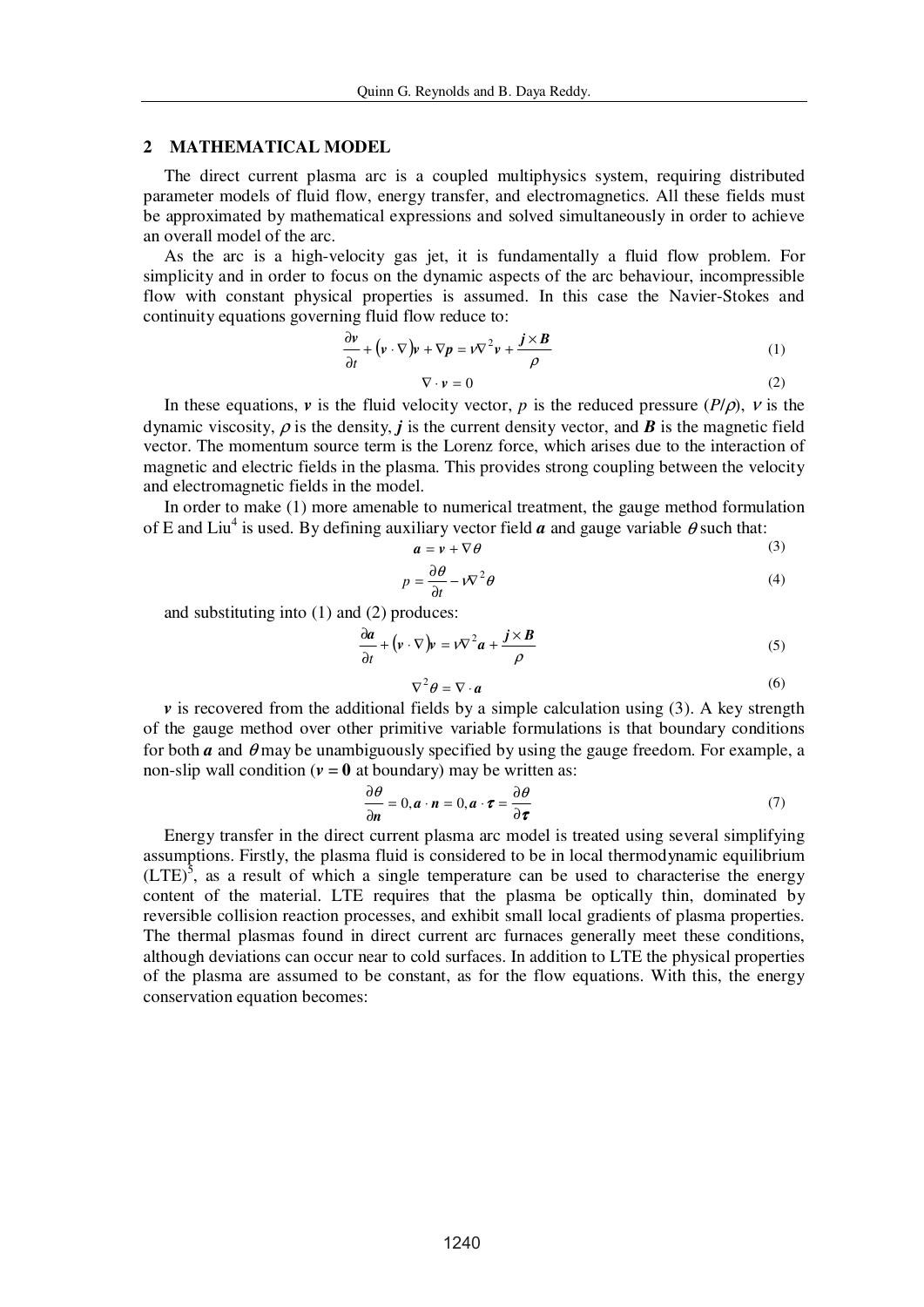## 2 MATHEMATICAL MODEL

The direct current plasma arc is a coupled multiphysics system, requiring distributed parameter models of fluid flow, energy transfer, and electromagnetics. All these fields must be approximated by mathematical expressions and solved simultaneously in order to achieve an overall model of the arc.

As the arc is a high-velocity gas jet, it is fundamentally a fluid flow problem. For simplicity and in order to focus on the dynamic aspects of the arc behaviour, incompressible flow with constant physical properties is assumed. In this case the Navier-Stokes and continuity equations governing fluid flow reduce to:

$$\frac{\partial \boldsymbol{v}}{\partial t} + (\boldsymbol{v} \cdot \nabla)\boldsymbol{v} + \nabla \boldsymbol{p} = \nu \nabla^2 \boldsymbol{v} + \frac{\boldsymbol{j} \times \boldsymbol{B}}{\rho} \tag{1}$$

$$\nabla \cdot \boldsymbol{v} = 0 \tag{2}$$

In these equations, $\boldsymbol{v}$ is the fluid velocity vector, $p$ is the reduced pressure ($P/\rho$), $\nu$ is the dynamic viscosity, $\rho$ is the density, $\boldsymbol{j}$ is the current density vector, and $\boldsymbol{B}$ is the magnetic field vector. The momentum source term is the Lorenz force, which arises due to the interaction of magnetic and electric fields in the plasma. This provides strong coupling between the velocity and electromagnetic fields in the model.

In order to make (1) more amenable to numerical treatment, the gauge method formulation of E and Liu[4] is used. By defining auxiliary vector field $\boldsymbol{a}$ and gauge variable $\theta$ such that:

$$\boldsymbol{a} = \boldsymbol{v} + \nabla \theta \tag{3}$$

$$p = \frac{\partial \theta}{\partial t} - \nu \nabla^2 \theta \tag{4}$$

and substituting into (1) and (2) produces:

$$\frac{\partial \boldsymbol{a}}{\partial t} + (\boldsymbol{v} \cdot \nabla)\boldsymbol{v} = \nu \nabla^2 \boldsymbol{a} + \frac{\boldsymbol{j} \times \boldsymbol{B}}{\rho} \tag{5}$$

$$\nabla^2 \theta = \nabla \cdot \boldsymbol{a} \tag{6}$$

$\boldsymbol{v}$ is recovered from the additional fields by a simple calculation using (3). A key strength of the gauge method over other primitive variable formulations is that boundary conditions for both $\boldsymbol{a}$ and $\theta$ may be unambiguously specified by using the gauge freedom. For example, a non-slip wall condition ($\boldsymbol{v} = \boldsymbol{0}$ at boundary) may be written as:

$$\frac{\partial \theta}{\partial \boldsymbol{n}} = 0, \boldsymbol{a} \cdot \boldsymbol{n} = 0, \boldsymbol{a} \cdot \boldsymbol{\tau} = \frac{\partial \theta}{\partial \boldsymbol{\tau}} \tag{7}$$

Energy transfer in the direct current plasma arc model is treated using several simplifying assumptions. Firstly, the plasma fluid is considered to be in local thermodynamic equilibrium (LTE)[5], as a result of which a single temperature can be used to characterise the energy content of the material. LTE requires that the plasma be optically thin, dominated by reversible collision reaction processes, and exhibit small local gradients of plasma properties. The thermal plasmas found in direct current arc furnaces generally meet these conditions, although deviations can occur near to cold surfaces. In addition to LTE the physical properties of the plasma are assumed to be constant, as for the flow equations. With this, the energy conservation equation becomes: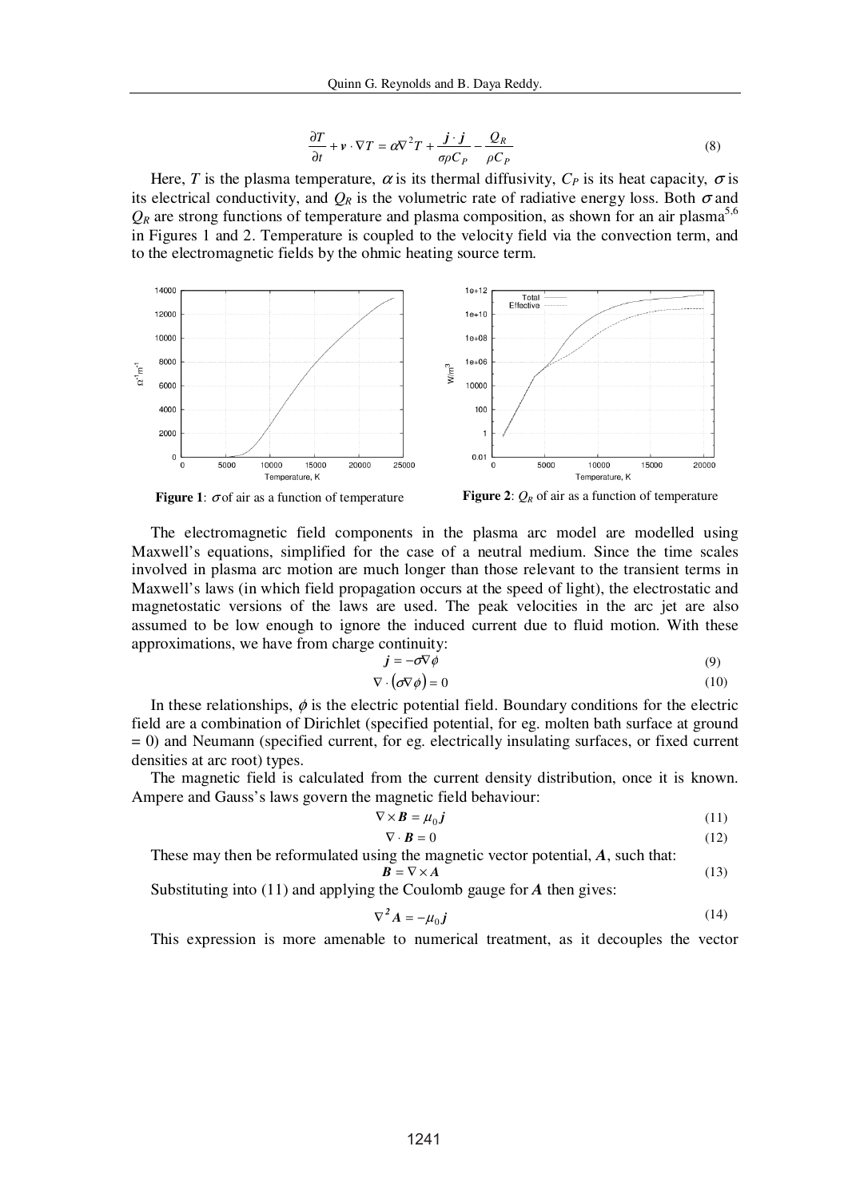$$\frac{\partial T}{\partial t} + \boldsymbol{v} \cdot \nabla T = \alpha \nabla^2 T + \frac{\boldsymbol{j} \cdot \boldsymbol{j}}{\sigma \rho C_P} - \frac{Q_R}{\rho C_P} \tag{8}$$

Here, $T$ is the plasma temperature, $\alpha$ is its thermal diffusivity, $C_P$ is its heat capacity, $\sigma$ is its electrical conductivity, and $Q_R$ is the volumetric rate of radiative energy loss. Both $\sigma$ and $Q_R$ are strong functions of temperature and plasma composition, as shown for an air plasma[5,6] in Figures 1 and 2. Temperature is coupled to the velocity field via the convection term, and to the electromagnetic fields by the ohmic heating source term.

**Figure 1**: $\sigma$ of air as a function of temperature

**Figure 2**: $Q_R$ of air as a function of temperature

The electromagnetic field components in the plasma arc model are modelled using Maxwell's equations, simplified for the case of a neutral medium. Since the time scales involved in plasma arc motion are much longer than those relevant to the transient terms in Maxwell's laws (in which field propagation occurs at the speed of light), the electrostatic and magnetostatic versions of the laws are used. The peak velocities in the arc jet are also assumed to be low enough to ignore the induced current due to fluid motion. With these approximations, we have from charge continuity:

$$\boldsymbol{j} = -\sigma \nabla \phi \tag{9}$$

$$\nabla \cdot (\sigma \nabla \phi) = 0 \tag{10}$$

In these relationships, $\phi$ is the electric potential field. Boundary conditions for the electric field are a combination of Dirichlet (specified potential, for eg. molten bath surface at ground = 0) and Neumann (specified current, for eg. electrically insulating surfaces, or fixed current densities at arc root) types.

The magnetic field is calculated from the current density distribution, once it is known. Ampere and Gauss's laws govern the magnetic field behaviour:

$$\nabla \times \boldsymbol{B} = \mu_0 \boldsymbol{j} \tag{11}$$

$$\nabla \cdot \boldsymbol{B} = 0 \tag{12}$$

These may then be reformulated using the magnetic vector potential, $\boldsymbol{A}$, such that:

$$\boldsymbol{B} = \nabla \times \boldsymbol{A} \tag{13}$$

Substituting into (11) and applying the Coulomb gauge for $\boldsymbol{A}$ then gives:

$$\nabla^2 \boldsymbol{A} = -\mu_0 \boldsymbol{j} \tag{14}$$

This expression is more amenable to numerical treatment, as it decouples the vector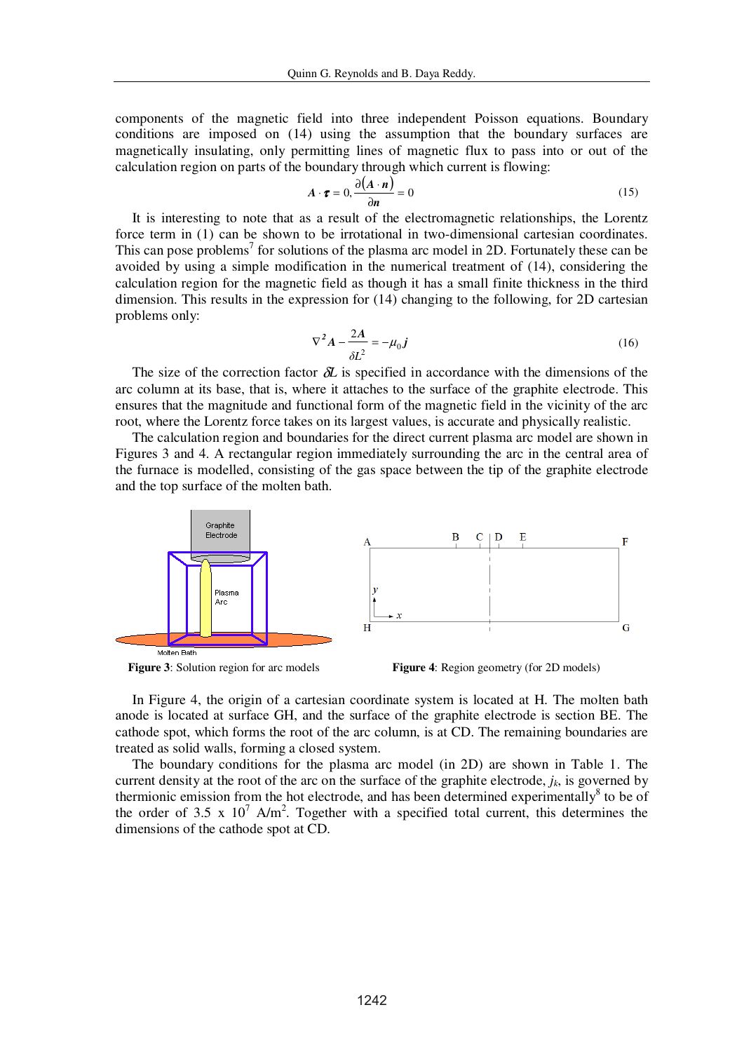components of the magnetic field into three independent Poisson equations. Boundary conditions are imposed on (14) using the assumption that the boundary surfaces are magnetically insulating, only permitting lines of magnetic flux to pass into or out of the calculation region on parts of the boundary through which current is flowing:

$$\boldsymbol{A} \cdot \boldsymbol{\tau} = 0, \frac{\partial(\boldsymbol{A} \cdot \boldsymbol{n})}{\partial \boldsymbol{n}} = 0 \tag{15}$$

It is interesting to note that as a result of the electromagnetic relationships, the Lorentz force term in (1) can be shown to be irrotational in two-dimensional cartesian coordinates. This can pose problems[7] for solutions of the plasma arc model in 2D. Fortunately these can be avoided by using a simple modification in the numerical treatment of (14), considering the calculation region for the magnetic field as though it has a small finite thickness in the third dimension. This results in the expression for (14) changing to the following, for 2D cartesian problems only:

$$\nabla^2 \boldsymbol{A} - \frac{2\boldsymbol{A}}{\delta L^2} = -\mu_0 \boldsymbol{j} \tag{16}$$

The size of the correction factor $\delta L$ is specified in accordance with the dimensions of the arc column at its base, that is, where it attaches to the surface of the graphite electrode. This ensures that the magnitude and functional form of the magnetic field in the vicinity of the arc root, where the Lorentz force takes on its largest values, is accurate and physically realistic.

The calculation region and boundaries for the direct current plasma arc model are shown in Figures 3 and 4. A rectangular region immediately surrounding the arc in the central area of the furnace is modelled, consisting of the gas space between the tip of the graphite electrode and the top surface of the molten bath.

**Figure 3**: Solution region for arc models

**Figure 4**: Region geometry (for 2D models)

In Figure 4, the origin of a cartesian coordinate system is located at H. The molten bath anode is located at surface GH, and the surface of the graphite electrode is section BE. The cathode spot, which forms the root of the arc column, is at CD. The remaining boundaries are treated as solid walls, forming a closed system.

The boundary conditions for the plasma arc model (in 2D) are shown in Table 1. The current density at the root of the arc on the surface of the graphite electrode, $j_k$, is governed by thermionic emission from the hot electrode, and has been determined experimentally[8] to be of the order of 3.5 x $10^7$ A/m$^2$. Together with a specified total current, this determines the dimensions of the cathode spot at CD.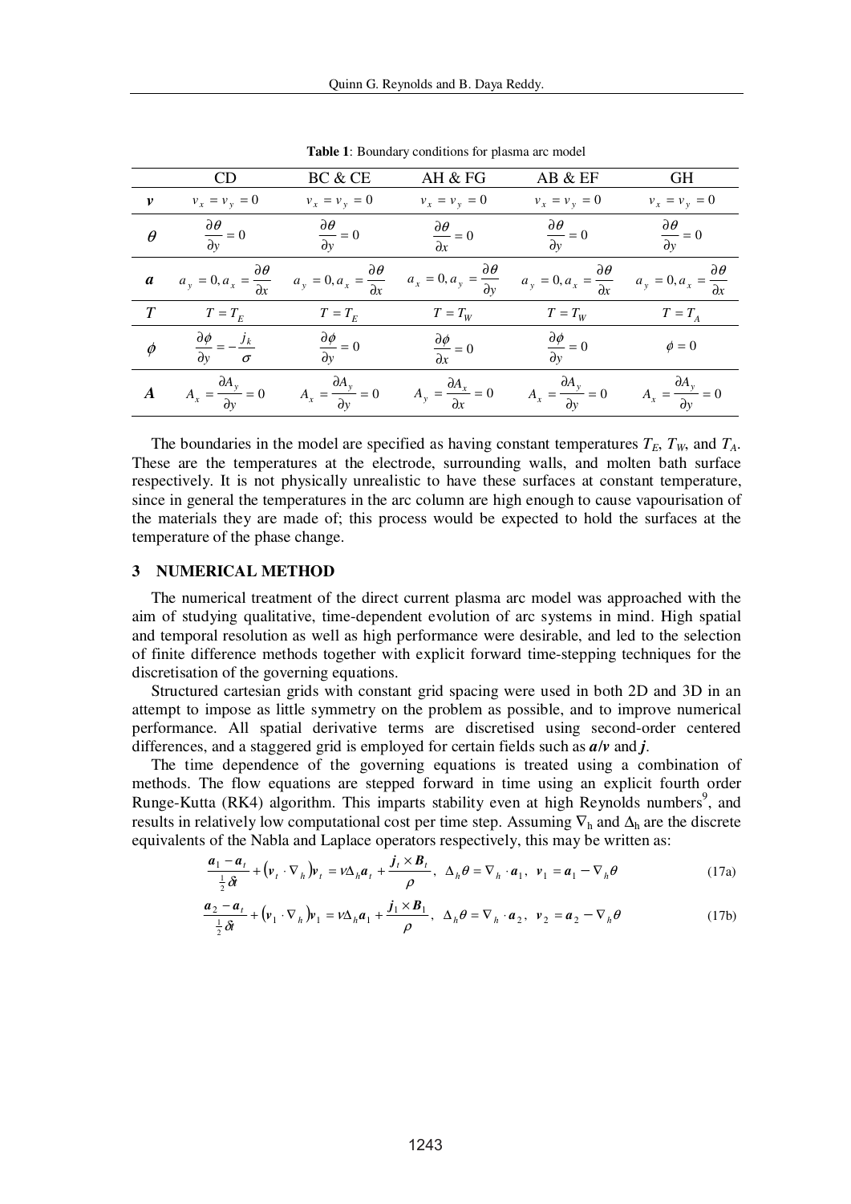**Table 1**: Boundary conditions for plasma arc model

| | CD | BC & CE | AH & FG | AB & EF | GH |
|---|---|---|---|---|---|
| $\boldsymbol{v}$ | $v_x = v_y = 0$ | $v_x = v_y = 0$ | $v_x = v_y = 0$ | $v_x = v_y = 0$ | $v_x = v_y = 0$ |
| $\theta$ | $\frac{\partial \theta}{\partial y} = 0$ | $\frac{\partial \theta}{\partial y} = 0$ | $\frac{\partial \theta}{\partial x} = 0$ | $\frac{\partial \theta}{\partial y} = 0$ | $\frac{\partial \theta}{\partial y} = 0$ |
| $\boldsymbol{a}$ | $a_y = 0, a_x = \frac{\partial \theta}{\partial x}$ | $a_y = 0, a_x = \frac{\partial \theta}{\partial x}$ | $a_x = 0, a_y = \frac{\partial \theta}{\partial y}$ | $a_y = 0, a_x = \frac{\partial \theta}{\partial x}$ | $a_y = 0, a_x = \frac{\partial \theta}{\partial x}$ |
| $T$ | $T = T_E$ | $T = T_E$ | $T = T_W$ | $T = T_W$ | $T = T_A$ |
| $\phi$ | $\frac{\partial \phi}{\partial y} = -\frac{j_k}{\sigma}$ | $\frac{\partial \phi}{\partial y} = 0$ | $\frac{\partial \phi}{\partial x} = 0$ | $\frac{\partial \phi}{\partial y} = 0$ | $\phi = 0$ |
| $\boldsymbol{A}$ | $A_x = \frac{\partial A_y}{\partial y} = 0$ | $A_x = \frac{\partial A_y}{\partial y} = 0$ | $A_y = \frac{\partial A_x}{\partial x} = 0$ | $A_x = \frac{\partial A_y}{\partial y} = 0$ | $A_x = \frac{\partial A_y}{\partial y} = 0$ |

The boundaries in the model are specified as having constant temperatures $T_E$, $T_W$, and $T_A$. These are the temperatures at the electrode, surrounding walls, and molten bath surface respectively. It is not physically unrealistic to have these surfaces at constant temperature, since in general the temperatures in the arc column are high enough to cause vapourisation of the materials they are made of; this process would be expected to hold the surfaces at the temperature of the phase change.

## 3 NUMERICAL METHOD

The numerical treatment of the direct current plasma arc model was approached with the aim of studying qualitative, time-dependent evolution of arc systems in mind. High spatial and temporal resolution as well as high performance were desirable, and led to the selection of finite difference methods together with explicit forward time-stepping techniques for the discretisation of the governing equations.

Structured cartesian grids with constant grid spacing were used in both 2D and 3D in an attempt to impose as little symmetry on the problem as possible, and to improve numerical performance. All spatial derivative terms are discretised using second-order centered differences, and a staggered grid is employed for certain fields such as $\boldsymbol{a}/\boldsymbol{v}$ and $\boldsymbol{j}$.

The time dependence of the governing equations is treated using a combination of methods. The flow equations are stepped forward in time using an explicit fourth order Runge-Kutta (RK4) algorithm. This imparts stability even at high Reynolds numbers[9], and results in relatively low computational cost per time step. Assuming $\nabla_h$ and $\Delta_h$ are the discrete equivalents of the Nabla and Laplace operators respectively, this may be written as:

$$\frac{\boldsymbol{a}_1 - \boldsymbol{a}_t}{\frac{1}{2}\delta t} + \left(\boldsymbol{v}_t \cdot \nabla_h\right)\boldsymbol{v}_t = \nu \Delta_h \boldsymbol{a}_t + \frac{\boldsymbol{j}_t \times \boldsymbol{B}_t}{\rho}, \;\; \Delta_h \theta = \nabla_h \cdot \boldsymbol{a}_1, \;\; \boldsymbol{v}_1 = \boldsymbol{a}_1 - \nabla_h \theta \tag{17a}$$

$$\frac{\boldsymbol{a}_2 - \boldsymbol{a}_t}{\frac{1}{2}\delta t} + \left(\boldsymbol{v}_1 \cdot \nabla_h\right)\boldsymbol{v}_1 = \nu \Delta_h \boldsymbol{a}_1 + \frac{\boldsymbol{j}_1 \times \boldsymbol{B}_1}{\rho}, \;\; \Delta_h \theta = \nabla_h \cdot \boldsymbol{a}_2, \;\; \boldsymbol{v}_2 = \boldsymbol{a}_2 - \nabla_h \theta \tag{17b}$$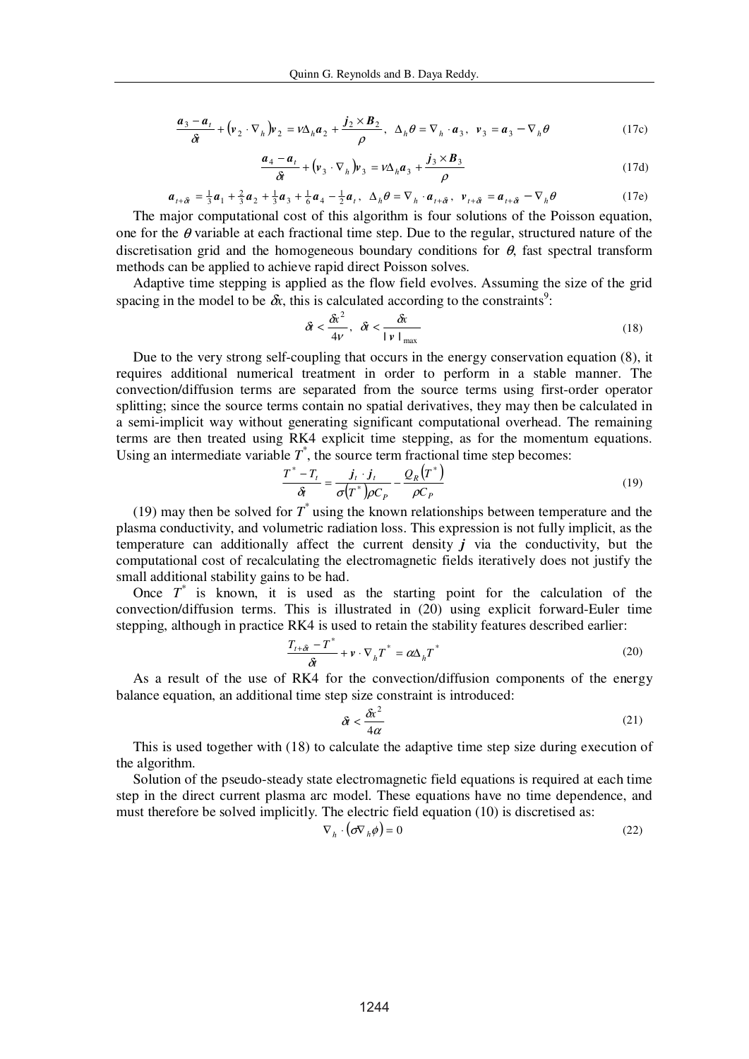$$\frac{\boldsymbol{a}_3 - \boldsymbol{a}_t}{\delta t} + \left(\boldsymbol{v}_2 \cdot \nabla_h\right)\boldsymbol{v}_2 = \nu \Delta_h \boldsymbol{a}_2 + \frac{\boldsymbol{j}_2 \times \boldsymbol{B}_2}{\rho}, \;\; \Delta_h \theta = \nabla_h \cdot \boldsymbol{a}_3, \;\; \boldsymbol{v}_3 = \boldsymbol{a}_3 - \nabla_h \theta \tag{17c}$$

$$\frac{\boldsymbol{a}_4 - \boldsymbol{a}_t}{\delta t} + \left(\boldsymbol{v}_3 \cdot \nabla_h\right)\boldsymbol{v}_3 = \nu \Delta_h \boldsymbol{a}_3 + \frac{\boldsymbol{j}_3 \times \boldsymbol{B}_3}{\rho} \tag{17d}$$

$$\boldsymbol{a}_{t+\delta t} = \tfrac{1}{3}\boldsymbol{a}_1 + \tfrac{2}{3}\boldsymbol{a}_2 + \tfrac{1}{3}\boldsymbol{a}_3 + \tfrac{1}{6}\boldsymbol{a}_4 - \tfrac{1}{2}\boldsymbol{a}_t, \;\; \Delta_h \theta = \nabla_h \cdot \boldsymbol{a}_{t+\delta t}, \;\; \boldsymbol{v}_{t+\delta t} = \boldsymbol{a}_{t+\delta t} - \nabla_h \theta \tag{17e}$$

The major computational cost of this algorithm is four solutions of the Poisson equation, one for the $\theta$ variable at each fractional time step. Due to the regular, structured nature of the discretisation grid and the homogeneous boundary conditions for $\theta$, fast spectral transform methods can be applied to achieve rapid direct Poisson solves.

Adaptive time stepping is applied as the flow field evolves. Assuming the size of the grid spacing in the model to be $\delta x$, this is calculated according to the constraints[9]:

$$\delta t < \frac{\delta x^2}{4\nu}, \;\; \delta t < \frac{\delta x}{|\boldsymbol{v}|_{\max}} \tag{18}$$

Due to the very strong self-coupling that occurs in the energy conservation equation (8), it requires additional numerical treatment in order to perform in a stable manner. The convection/diffusion terms are separated from the source terms using first-order operator splitting; since the source terms contain no spatial derivatives, they may then be calculated in a semi-implicit way without generating significant computational overhead. The remaining terms are then treated using RK4 explicit time stepping, as for the momentum equations. Using an intermediate variable $T^*$, the source term fractional time step becomes:

$$\frac{T^* - T_t}{\delta t} = \frac{\boldsymbol{j}_t \cdot \boldsymbol{j}_t}{\sigma\left(T^*\right)\rho C_P} - \frac{Q_R\left(T^*\right)}{\rho C_P} \tag{19}$$

(19) may then be solved for $T^*$ using the known relationships between temperature and the plasma conductivity, and volumetric radiation loss. This expression is not fully implicit, as the temperature can additionally affect the current density $\boldsymbol{j}$ via the conductivity, but the computational cost of recalculating the electromagnetic fields iteratively does not justify the small additional stability gains to be had.

Once $T^*$ is known, it is used as the starting point for the calculation of the convection/diffusion terms. This is illustrated in (20) using explicit forward-Euler time stepping, although in practice RK4 is used to retain the stability features described earlier:

$$\frac{T_{t+\delta t} - T^*}{\delta t} + \boldsymbol{v} \cdot \nabla_h T^* = \alpha \Delta_h T^* \tag{20}$$

As a result of the use of RK4 for the convection/diffusion components of the energy balance equation, an additional time step size constraint is introduced:

$$\delta t < \frac{\delta x^2}{4\alpha} \tag{21}$$

This is used together with (18) to calculate the adaptive time step size during execution of the algorithm.

Solution of the pseudo-steady state electromagnetic field equations is required at each time step in the direct current plasma arc model. These equations have no time dependence, and must therefore be solved implicitly. The electric field equation (10) is discretised as:

$$\nabla_h \cdot \left(\sigma \nabla_h \phi\right) = 0 \tag{22}$$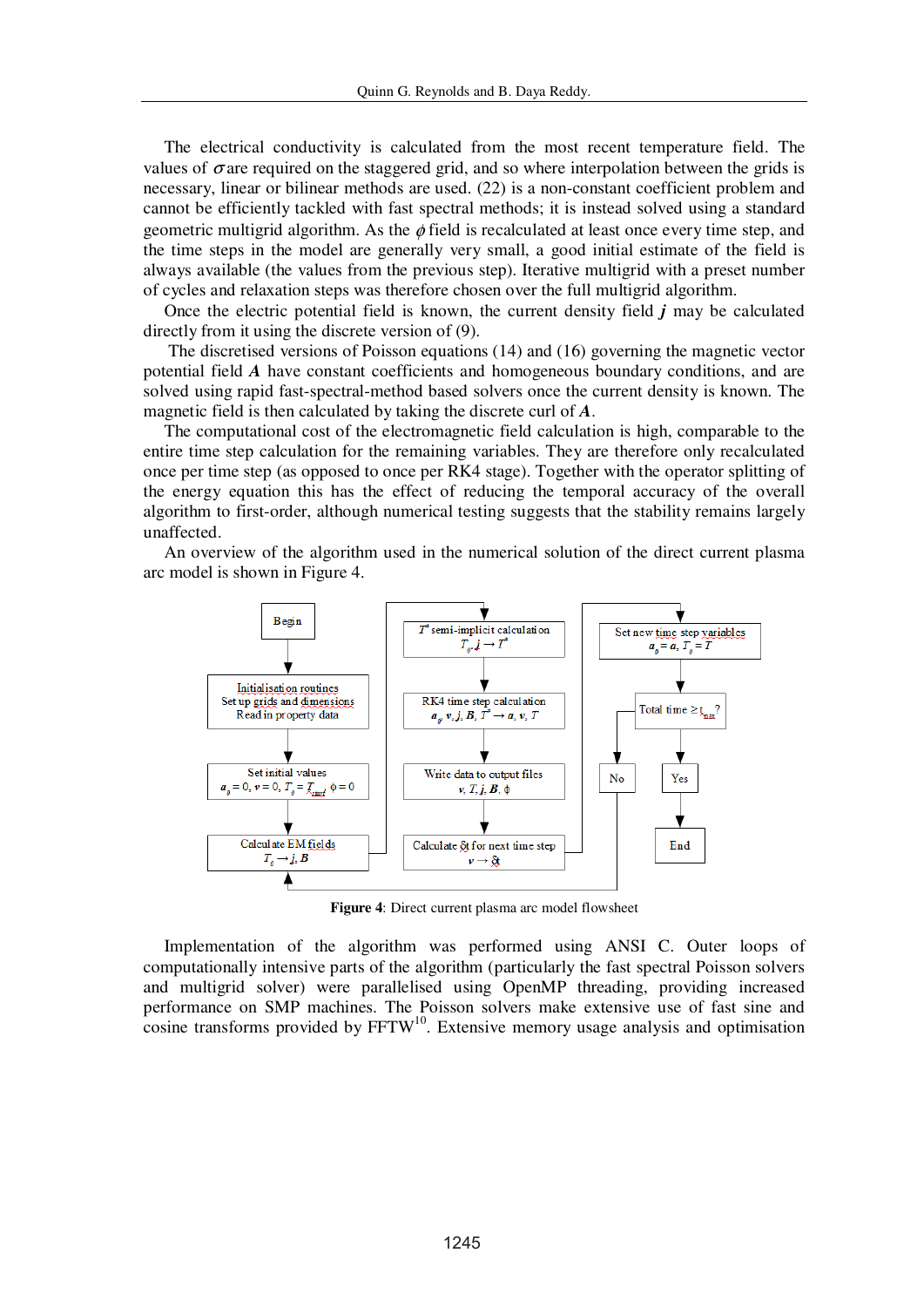The electrical conductivity is calculated from the most recent temperature field. The values of $\sigma$ are required on the staggered grid, and so where interpolation between the grids is necessary, linear or bilinear methods are used. (22) is a non-constant coefficient problem and cannot be efficiently tackled with fast spectral methods; it is instead solved using a standard geometric multigrid algorithm. As the $\phi$ field is recalculated at least once every time step, and the time steps in the model are generally very small, a good initial estimate of the field is always available (the values from the previous step). Iterative multigrid with a preset number of cycles and relaxation steps was therefore chosen over the full multigrid algorithm.

Once the electric potential field is known, the current density field $\boldsymbol{j}$ may be calculated directly from it using the discrete version of (9).

The discretised versions of Poisson equations (14) and (16) governing the magnetic vector potential field $\boldsymbol{A}$ have constant coefficients and homogeneous boundary conditions, and are solved using rapid fast-spectral-method based solvers once the current density is known. The magnetic field is then calculated by taking the discrete curl of $\boldsymbol{A}$.

The computational cost of the electromagnetic field calculation is high, comparable to the entire time step calculation for the remaining variables. They are therefore only recalculated once per time step (as opposed to once per RK4 stage). Together with the operator splitting of the energy equation this has the effect of reducing the temporal accuracy of the overall algorithm to first-order, although numerical testing suggests that the stability remains largely unaffected.

An overview of the algorithm used in the numerical solution of the direct current plasma arc model is shown in Figure 4.

Begin → Initialisation routines: Set up grids and dimensions, Read in property data → Set initial values: $\boldsymbol{a}_0 = 0$, $\boldsymbol{v} = 0$, $T_0 = T_{start}$, $\phi = 0$ → Calculate EM fields: $T_0 \rightarrow \boldsymbol{j}, \boldsymbol{B}$ → $T^*$ semi-implicit calculation: $T_0, \boldsymbol{j} \rightarrow T^*$ → RK4 time step calculation: $\boldsymbol{a}_0, \boldsymbol{v}, \boldsymbol{j}, \boldsymbol{B}, T^* \rightarrow \boldsymbol{a}, \boldsymbol{v}, T$ → Write data to output files: $\boldsymbol{v}, T, \boldsymbol{j}, \boldsymbol{B}, \phi$ → Calculate $\delta t$ for next time step: $\boldsymbol{v} \rightarrow \delta t$ → Set new time step variables: $\boldsymbol{a}_0 = \boldsymbol{a}$, $T_0 = T$ → Total time $\geq t_{max}$? → Yes: End; No: return to Calculate EM fields

**Figure 4**: Direct current plasma arc model flowsheet

Implementation of the algorithm was performed using ANSI C. Outer loops of computationally intensive parts of the algorithm (particularly the fast spectral Poisson solvers and multigrid solver) were parallelised using OpenMP threading, providing increased performance on SMP machines. The Poisson solvers make extensive use of fast sine and cosine transforms provided by FFTW[10]. Extensive memory usage analysis and optimisation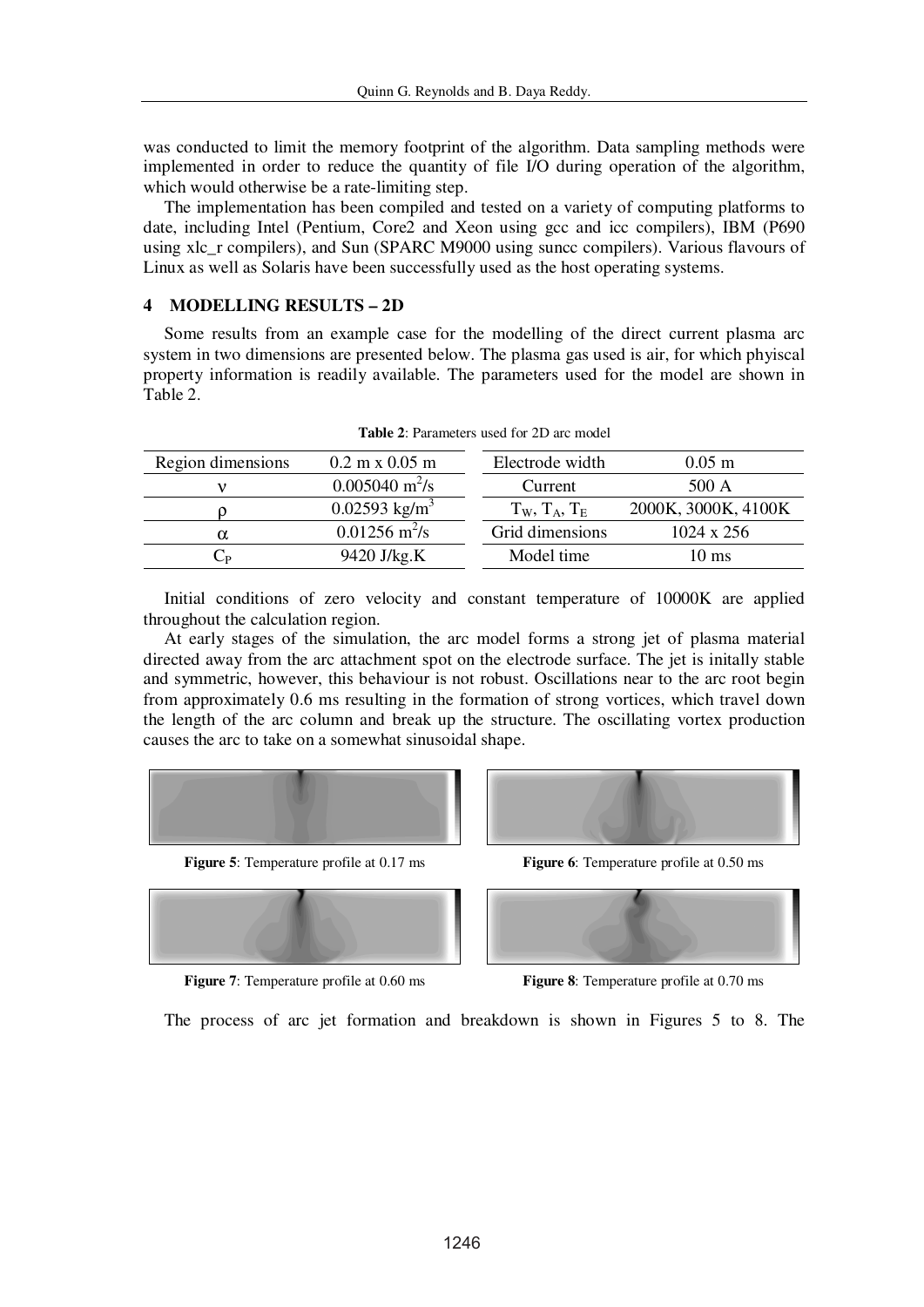was conducted to limit the memory footprint of the algorithm. Data sampling methods were implemented in order to reduce the quantity of file I/O during operation of the algorithm, which would otherwise be a rate-limiting step.

The implementation has been compiled and tested on a variety of computing platforms to date, including Intel (Pentium, Core2 and Xeon using gcc and icc compilers), IBM (P690 using xlc_r compilers), and Sun (SPARC M9000 using suncc compilers). Various flavours of Linux as well as Solaris have been successfully used as the host operating systems.

## 4 MODELLING RESULTS – 2D

Some results from an example case for the modelling of the direct current plasma arc system in two dimensions are presented below. The plasma gas used is air, for which phyiscal property information is readily available. The parameters used for the model are shown in Table 2.

**Table 2**: Parameters used for 2D arc model

| Region dimensions | 0.2 m x 0.05 m | Electrode width | 0.05 m |
|---|---|---|---|
| $\nu$ | 0.005040 $m^2/s$ | Current | 500 A |
| $\rho$ | 0.02593 $kg/m^3$ | $T_W$, $T_A$, $T_E$ | 2000K, 3000K, 4100K |
| $\alpha$ | 0.01256 $m^2/s$ | Grid dimensions | 1024 x 256 |
| $C_P$ | 9420 J/kg.K | Model time | 10 ms |

Initial conditions of zero velocity and constant temperature of 10000K are applied throughout the calculation region.

At early stages of the simulation, the arc model forms a strong jet of plasma material directed away from the arc attachment spot on the electrode surface. The jet is initally stable and symmetric, however, this behaviour is not robust. Oscillations near to the arc root begin from approximately 0.6 ms resulting in the formation of strong vortices, which travel down the length of the arc column and break up the structure. The oscillating vortex production causes the arc to take on a somewhat sinusoidal shape.

**Figure 5**: Temperature profile at 0.17 ms

**Figure 6**: Temperature profile at 0.50 ms

**Figure 7**: Temperature profile at 0.60 ms

**Figure 8**: Temperature profile at 0.70 ms

The process of arc jet formation and breakdown is shown in Figures 5 to 8. The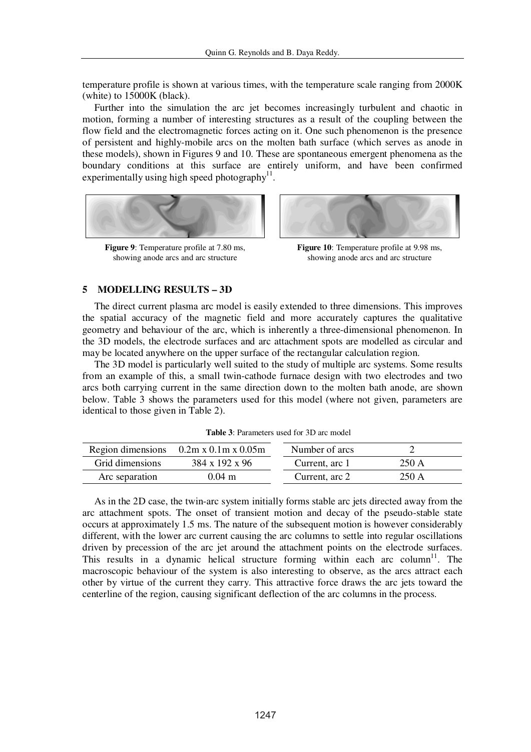temperature profile is shown at various times, with the temperature scale ranging from 2000K (white) to 15000K (black).

Further into the simulation the arc jet becomes increasingly turbulent and chaotic in motion, forming a number of interesting structures as a result of the coupling between the flow field and the electromagnetic forces acting on it. One such phenomenon is the presence of persistent and highly-mobile arcs on the molten bath surface (which serves as anode in these models), shown in Figures 9 and 10. These are spontaneous emergent phenomena as the boundary conditions at this surface are entirely uniform, and have been confirmed experimentally using high speed photography[11].

**Figure 9**: Temperature profile at 7.80 ms, showing anode arcs and arc structure

**Figure 10**: Temperature profile at 9.98 ms, showing anode arcs and arc structure

## 5 MODELLING RESULTS – 3D

The direct current plasma arc model is easily extended to three dimensions. This improves the spatial accuracy of the magnetic field and more accurately captures the qualitative geometry and behaviour of the arc, which is inherently a three-dimensional phenomenon. In the 3D models, the electrode surfaces and arc attachment spots are modelled as circular and may be located anywhere on the upper surface of the rectangular calculation region.

The 3D model is particularly well suited to the study of multiple arc systems. Some results from an example of this, a small twin-cathode furnace design with two electrodes and two arcs both carrying current in the same direction down to the molten bath anode, are shown below. Table 3 shows the parameters used for this model (where not given, parameters are identical to those given in Table 2).

**Table 3**: Parameters used for 3D arc model

| | | | |
|---|---|---|---|
| Region dimensions | 0.2m x 0.1m x 0.05m | Number of arcs | 2 |
| Grid dimensions | 384 x 192 x 96 | Current, arc 1 | 250 A |
| Arc separation | 0.04 m | Current, arc 2 | 250 A |

As in the 2D case, the twin-arc system initially forms stable arc jets directed away from the arc attachment spots. The onset of transient motion and decay of the pseudo-stable state occurs at approximately 1.5 ms. The nature of the subsequent motion is however considerably different, with the lower arc current causing the arc columns to settle into regular oscillations driven by precession of the arc jet around the attachment points on the electrode surfaces. This results in a dynamic helical structure forming within each arc column[11]. The macroscopic behaviour of the system is also interesting to observe, as the arcs attract each other by virtue of the current they carry. This attractive force draws the arc jets toward the centerline of the region, causing significant deflection of the arc columns in the process.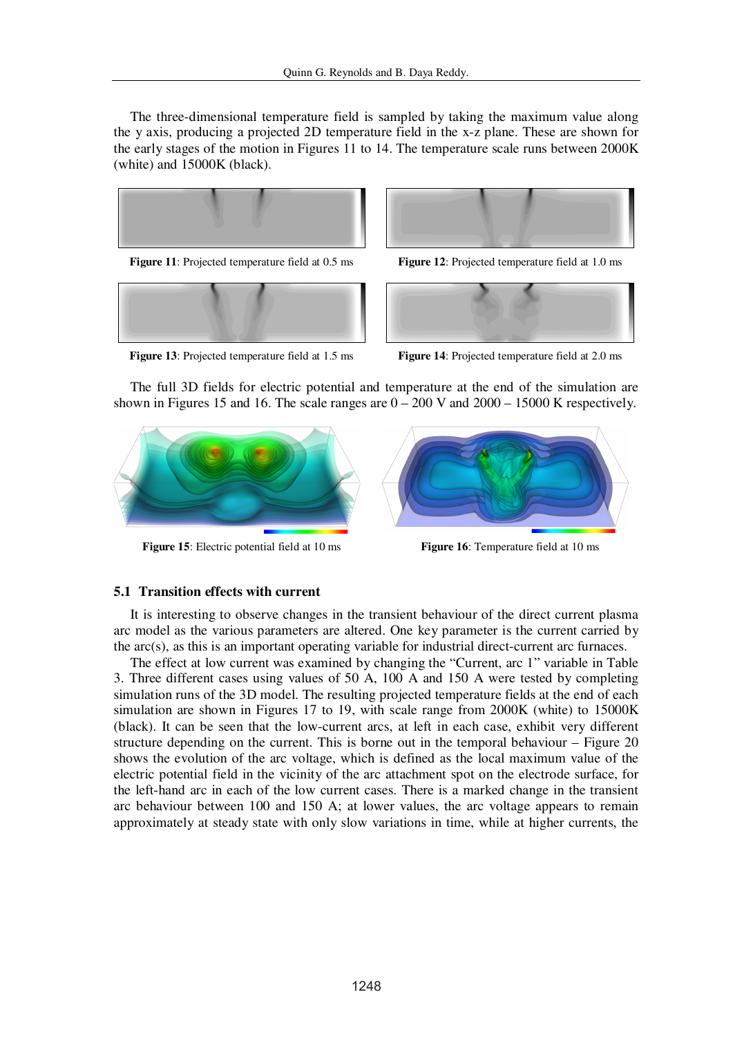The three-dimensional temperature field is sampled by taking the maximum value along the y axis, producing a projected 2D temperature field in the x-z plane. These are shown for the early stages of the motion in Figures 11 to 14. The temperature scale runs between 2000K (white) and 15000K (black).

**Figure 11**: Projected temperature field at 0.5 ms

**Figure 12**: Projected temperature field at 1.0 ms

**Figure 13**: Projected temperature field at 1.5 ms

**Figure 14**: Projected temperature field at 2.0 ms

The full 3D fields for electric potential and temperature at the end of the simulation are shown in Figures 15 and 16. The scale ranges are 0 – 200 V and 2000 – 15000 K respectively.

**Figure 15**: Electric potential field at 10 ms

**Figure 16**: Temperature field at 10 ms

### 5.1 Transition effects with current

It is interesting to observe changes in the transient behaviour of the direct current plasma arc model as the various parameters are altered. One key parameter is the current carried by the arc(s), as this is an important operating variable for industrial direct-current arc furnaces.

The effect at low current was examined by changing the "Current, arc 1" variable in Table 3. Three different cases using values of 50 A, 100 A and 150 A were tested by completing simulation runs of the 3D model. The resulting projected temperature fields at the end of each simulation are shown in Figures 17 to 19, with scale range from 2000K (white) to 15000K (black). It can be seen that the low-current arcs, at left in each case, exhibit very different structure depending on the current. This is borne out in the temporal behaviour – Figure 20 shows the evolution of the arc voltage, which is defined as the local maximum value of the electric potential field in the vicinity of the arc attachment spot on the electrode surface, for the left-hand arc in each of the low current cases. There is a marked change in the transient arc behaviour between 100 and 150 A; at lower values, the arc voltage appears to remain approximately at steady state with only slow variations in time, while at higher currents, the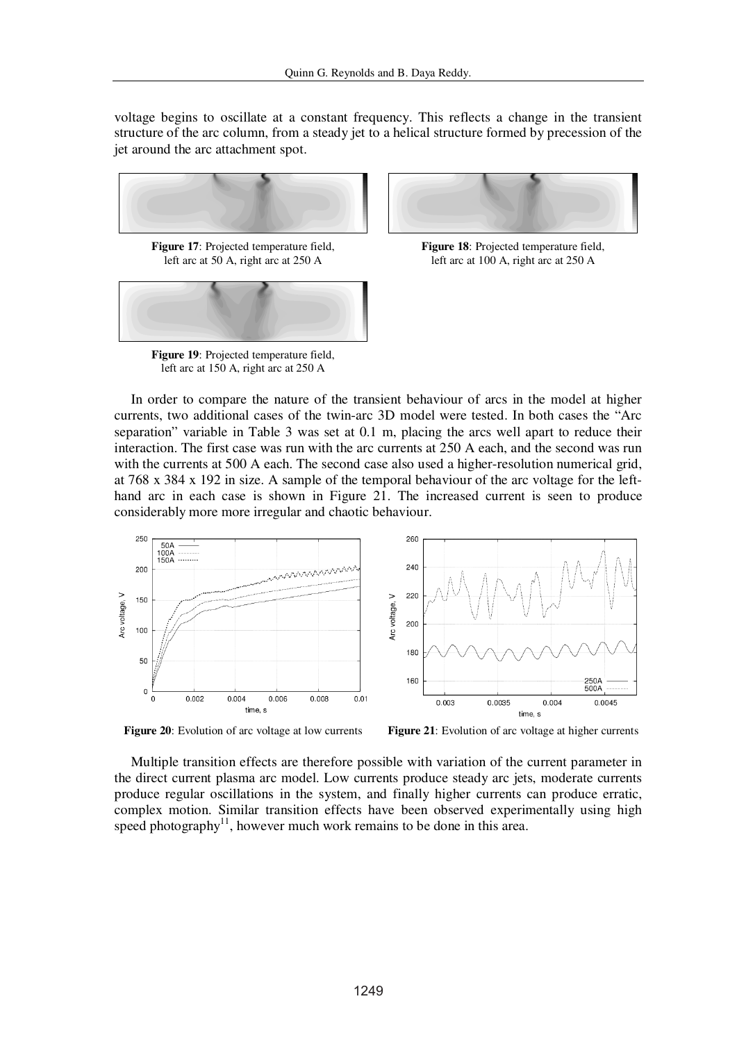voltage begins to oscillate at a constant frequency. This reflects a change in the transient structure of the arc column, from a steady jet to a helical structure formed by precession of the jet around the arc attachment spot.

**Figure 17**: Projected temperature field, left arc at 50 A, right arc at 250 A

**Figure 18**: Projected temperature field, left arc at 100 A, right arc at 250 A

**Figure 19**: Projected temperature field, left arc at 150 A, right arc at 250 A

In order to compare the nature of the transient behaviour of arcs in the model at higher currents, two additional cases of the twin-arc 3D model were tested. In both cases the "Arc separation" variable in Table 3 was set at 0.1 m, placing the arcs well apart to reduce their interaction. The first case was run with the arc currents at 250 A each, and the second was run with the currents at 500 A each. The second case also used a higher-resolution numerical grid, at 768 x 384 x 192 in size. A sample of the temporal behaviour of the arc voltage for the left-hand arc in each case is shown in Figure 21. The increased current is seen to produce considerably more more irregular and chaotic behaviour.

**Figure 20**: Evolution of arc voltage at low currents

**Figure 21**: Evolution of arc voltage at higher currents

Multiple transition effects are therefore possible with variation of the current parameter in the direct current plasma arc model. Low currents produce steady arc jets, moderate currents produce regular oscillations in the system, and finally higher currents can produce erratic, complex motion. Similar transition effects have been observed experimentally using high speed photography[11], however much work remains to be done in this area.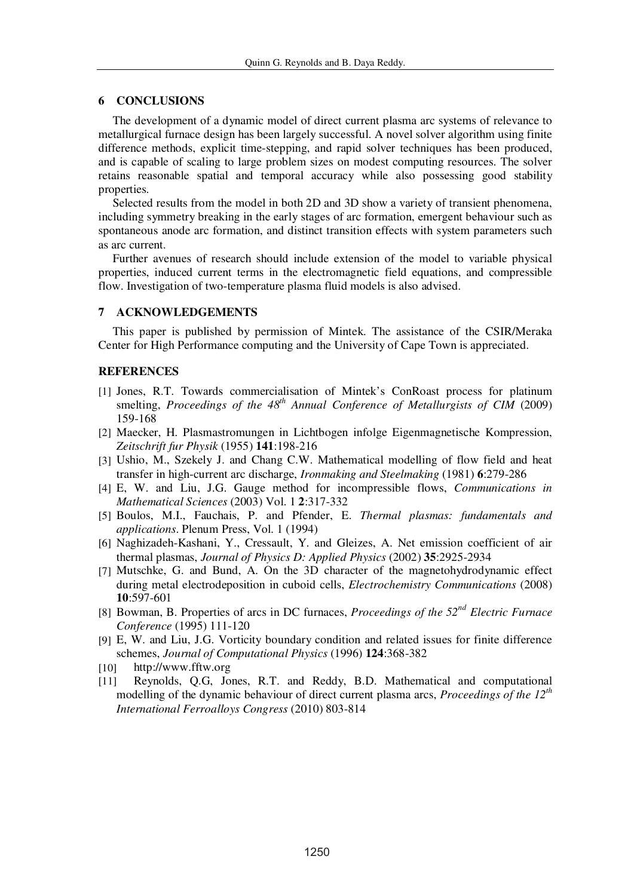## 6 CONCLUSIONS

The development of a dynamic model of direct current plasma arc systems of relevance to metallurgical furnace design has been largely successful. A novel solver algorithm using finite difference methods, explicit time-stepping, and rapid solver techniques has been produced, and is capable of scaling to large problem sizes on modest computing resources. The solver retains reasonable spatial and temporal accuracy while also possessing good stability properties.

Selected results from the model in both 2D and 3D show a variety of transient phenomena, including symmetry breaking in the early stages of arc formation, emergent behaviour such as spontaneous anode arc formation, and distinct transition effects with system parameters such as arc current.

Further avenues of research should include extension of the model to variable physical properties, induced current terms in the electromagnetic field equations, and compressible flow. Investigation of two-temperature plasma fluid models is also advised.

## 7 ACKNOWLEDGEMENTS

This paper is published by permission of Mintek. The assistance of the CSIR/Meraka Center for High Performance computing and the University of Cape Town is appreciated.

## REFERENCES

[1] Jones, R.T. Towards commercialisation of Mintek's ConRoast process for platinum smelting, *Proceedings of the 48th Annual Conference of Metallurgists of CIM* (2009) 159-168

[2] Maecker, H. Plasmastromungen in Lichtbogen infolge Eigenmagnetische Kompression, *Zeitschrift fur Physik* (1955) **141**:198-216

[3] Ushio, M., Szekely J. and Chang C.W. Mathematical modelling of flow field and heat transfer in high-current arc discharge, *Ironmaking and Steelmaking* (1981) **6**:279-286

[4] E, W. and Liu, J.G. Gauge method for incompressible flows, *Communications in Mathematical Sciences* (2003) Vol. 1 **2**:317-332

[5] Boulos, M.I., Fauchais, P. and Pfender, E. *Thermal plasmas: fundamentals and applications*. Plenum Press, Vol. 1 (1994)

[6] Naghizadeh-Kashani, Y., Cressault, Y. and Gleizes, A. Net emission coefficient of air thermal plasmas, *Journal of Physics D: Applied Physics* (2002) **35**:2925-2934

[7] Mutschke, G. and Bund, A. On the 3D character of the magnetohydrodynamic effect during metal electrodeposition in cuboid cells, *Electrochemistry Communications* (2008) **10**:597-601

[8] Bowman, B. Properties of arcs in DC furnaces, *Proceedings of the 52nd Electric Furnace Conference* (1995) 111-120

[9] E, W. and Liu, J.G. Vorticity boundary condition and related issues for finite difference schemes, *Journal of Computational Physics* (1996) **124**:368-382

[10] http://www.fftw.org

[11] Reynolds, Q.G, Jones, R.T. and Reddy, B.D. Mathematical and computational modelling of the dynamic behaviour of direct current plasma arcs, *Proceedings of the 12th International Ferroalloys Congress* (2010) 803-814